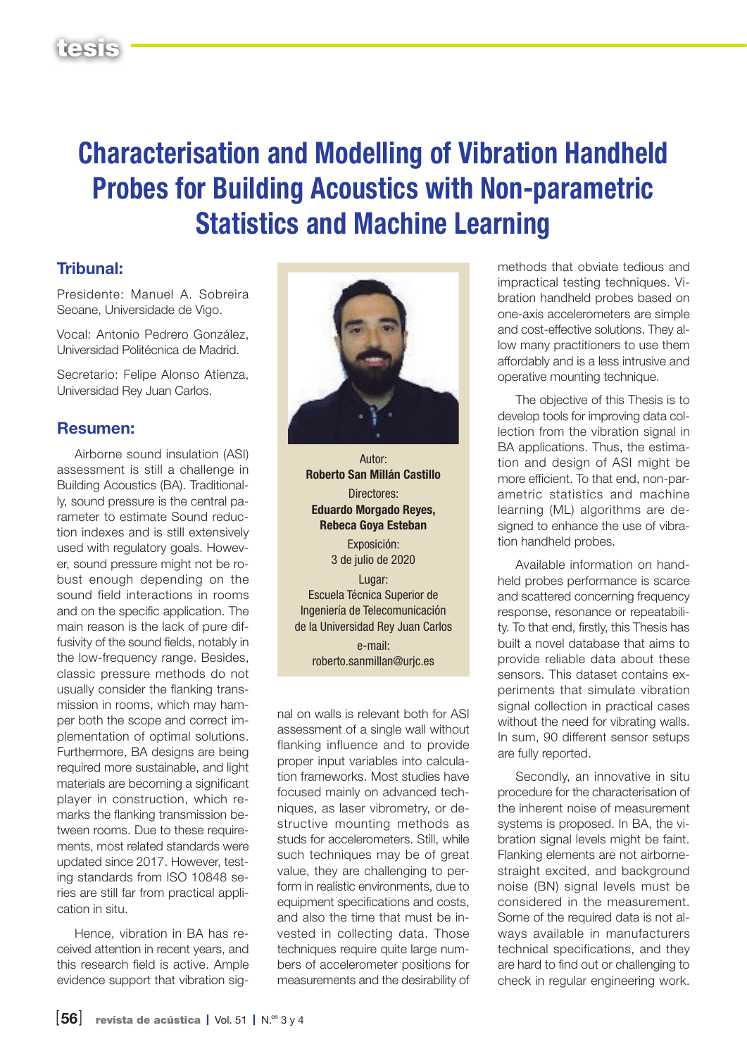# Characterisation and Modelling of Vibration Handheld Probes for Building Acoustics with Non-parametric Statistics and Machine Learning

## Tribunal:

Presidente: Manuel A. Sobreira Seoane, Universidade de Vigo.

Vocal: Antonio Pedrero González, Universidad Politécnica de Madrid.

Secretario: Felipe Alonso Atienza, Universidad Rey Juan Carlos.

Autor:
**Roberto San Millán Castillo**

Directores:
**Eduardo Morgado Reyes, Rebeca Goya Esteban**

Exposición:
3 de julio de 2020

Lugar:
Escuela Técnica Superior de Ingeniería de Telecomunicación de la Universidad Rey Juan Carlos

e-mail:
roberto.sanmillan@urjc.es

## Resumen:

Airborne sound insulation (ASI) assessment is still a challenge in Building Acoustics (BA). Traditionally, sound pressure is the central parameter to estimate Sound reduction indexes and is still extensively used with regulatory goals. However, sound pressure might not be robust enough depending on the sound field interactions in rooms and on the specific application. The main reason is the lack of pure diffusivity of the sound fields, notably in the low-frequency range. Besides, classic pressure methods do not usually consider the flanking transmission in rooms, which may hamper both the scope and correct implementation of optimal solutions. Furthermore, BA designs are being required more sustainable, and light materials are becoming a significant player in construction, which remarks the flanking transmission between rooms. Due to these requirements, most related standards were updated since 2017. However, testing standards from ISO 10848 series are still far from practical application in situ.

Hence, vibration in BA has received attention in recent years, and this research field is active. Ample evidence support that vibration signal on walls is relevant both for ASI assessment of a single wall without flanking influence and to provide proper input variables into calculation frameworks. Most studies have focused mainly on advanced techniques, as laser vibrometry, or destructive mounting methods as studs for accelerometers. Still, while such techniques may be of great value, they are challenging to perform in realistic environments, due to equipment specifications and costs, and also the time that must be invested in collecting data. Those techniques require quite large numbers of accelerometer positions for measurements and the desirability of methods that obviate tedious and impractical testing techniques. Vibration handheld probes based on one-axis accelerometers are simple and cost-effective solutions. They allow many practitioners to use them affordably and is a less intrusive and operative mounting technique.

The objective of this Thesis is to develop tools for improving data collection from the vibration signal in BA applications. Thus, the estimation and design of ASI might be more efficient. To that end, non-parametric statistics and machine learning (ML) algorithms are designed to enhance the use of vibration handheld probes.

Available information on handheld probes performance is scarce and scattered concerning frequency response, resonance or repeatability. To that end, firstly, this Thesis has built a novel database that aims to provide reliable data about these sensors. This dataset contains experiments that simulate vibration signal collection in practical cases without the need for vibrating walls. In sum, 90 different sensor setups are fully reported.

Secondly, an innovative in situ procedure for the characterisation of the inherent noise of measurement systems is proposed. In BA, the vibration signal levels might be faint. Flanking elements are not airborne-straight excited, and background noise (BN) signal levels must be considered in the measurement. Some of the required data is not always available in manufacturers technical specifications, and they are hard to find out or challenging to check in regular engineering work.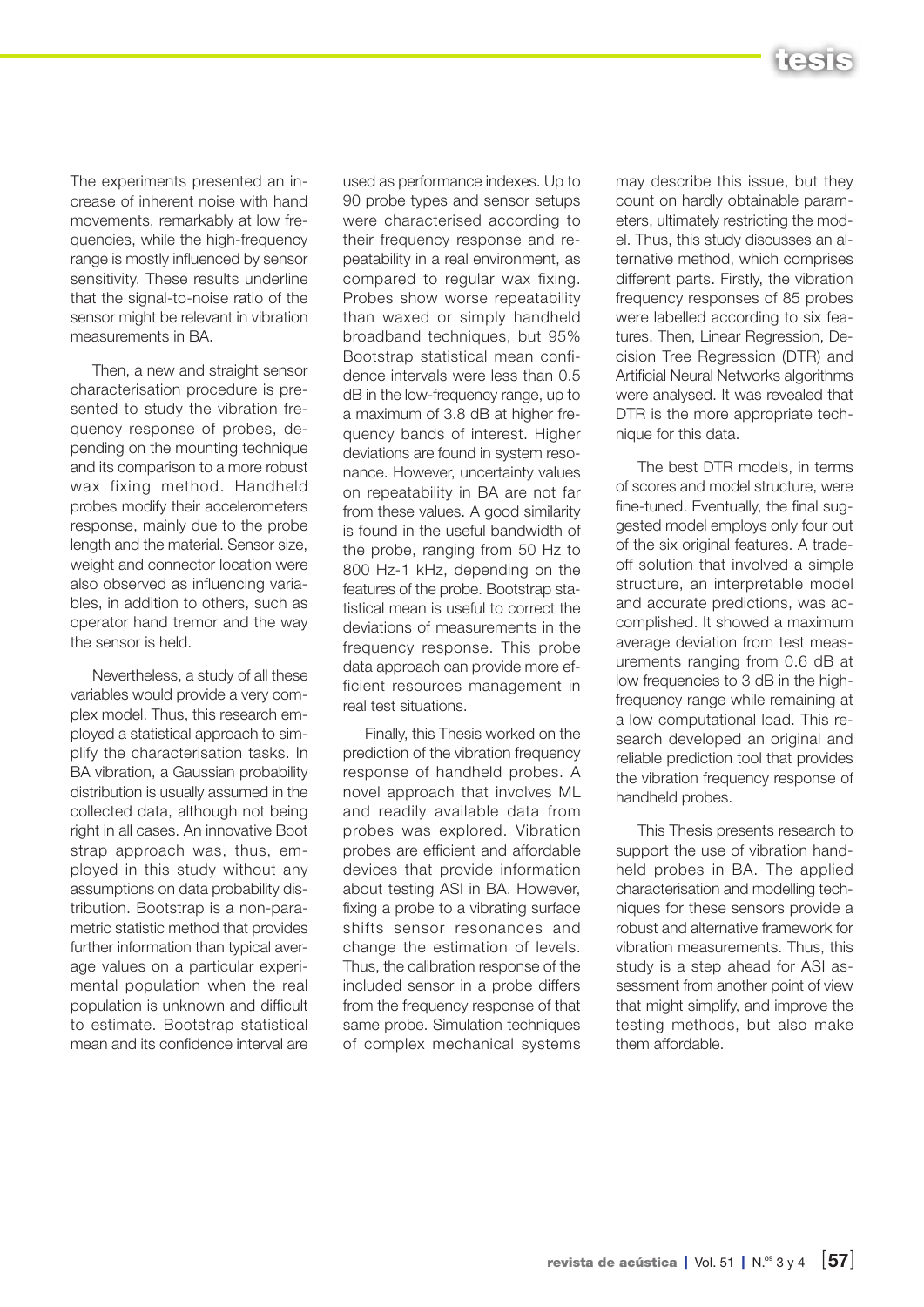The experiments presented an increase of inherent noise with hand movements, remarkably at low frequencies, while the high-frequency range is mostly influenced by sensor sensitivity. These results underline that the signal-to-noise ratio of the sensor might be relevant in vibration measurements in BA.

Then, a new and straight sensor characterisation procedure is presented to study the vibration frequency response of probes, depending on the mounting technique and its comparison to a more robust wax fixing method. Handheld probes modify their accelerometers response, mainly due to the probe length and the material. Sensor size, weight and connector location were also observed as influencing variables, in addition to others, such as operator hand tremor and the way the sensor is held.

Nevertheless, a study of all these variables would provide a very complex model. Thus, this research employed a statistical approach to simplify the characterisation tasks. In BA vibration, a Gaussian probability distribution is usually assumed in the collected data, although not being right in all cases. An innovative Boot strap approach was, thus, employed in this study without any assumptions on data probability distribution. Bootstrap is a non-parametric statistic method that provides further information than typical average values on a particular experimental population when the real population is unknown and difficult to estimate. Bootstrap statistical mean and its confidence interval are used as performance indexes. Up to 90 probe types and sensor setups were characterised according to their frequency response and repeatability in a real environment, as compared to regular wax fixing. Probes show worse repeatability than waxed or simply handheld broadband techniques, but 95% Bootstrap statistical mean confidence intervals were less than 0.5 dB in the low-frequency range, up to a maximum of 3.8 dB at higher frequency bands of interest. Higher deviations are found in system resonance. However, uncertainty values on repeatability in BA are not far from these values. A good similarity is found in the useful bandwidth of the probe, ranging from 50 Hz to 800 Hz-1 kHz, depending on the features of the probe. Bootstrap statistical mean is useful to correct the deviations of measurements in the frequency response. This probe data approach can provide more efficient resources management in real test situations.

Finally, this Thesis worked on the prediction of the vibration frequency response of handheld probes. A novel approach that involves ML and readily available data from probes was explored. Vibration probes are efficient and affordable devices that provide information about testing ASI in BA. However, fixing a probe to a vibrating surface shifts sensor resonances and change the estimation of levels. Thus, the calibration response of the included sensor in a probe differs from the frequency response of that same probe. Simulation techniques of complex mechanical systems may describe this issue, but they count on hardly obtainable parameters, ultimately restricting the model. Thus, this study discusses an alternative method, which comprises different parts. Firstly, the vibration frequency responses of 85 probes were labelled according to six features. Then, Linear Regression, Decision Tree Regression (DTR) and Artificial Neural Networks algorithms were analysed. It was revealed that DTR is the more appropriate technique for this data.

The best DTR models, in terms of scores and model structure, were fine-tuned. Eventually, the final suggested model employs only four out of the six original features. A trade-off solution that involved a simple structure, an interpretable model and accurate predictions, was accomplished. It showed a maximum average deviation from test measurements ranging from 0.6 dB at low frequencies to 3 dB in the high-frequency range while remaining at a low computational load. This research developed an original and reliable prediction tool that provides the vibration frequency response of handheld probes.

This Thesis presents research to support the use of vibration handheld probes in BA. The applied characterisation and modelling techniques for these sensors provide a robust and alternative framework for vibration measurements. Thus, this study is a step ahead for ASI assessment from another point of view that might simplify, and improve the testing methods, but also make them affordable.